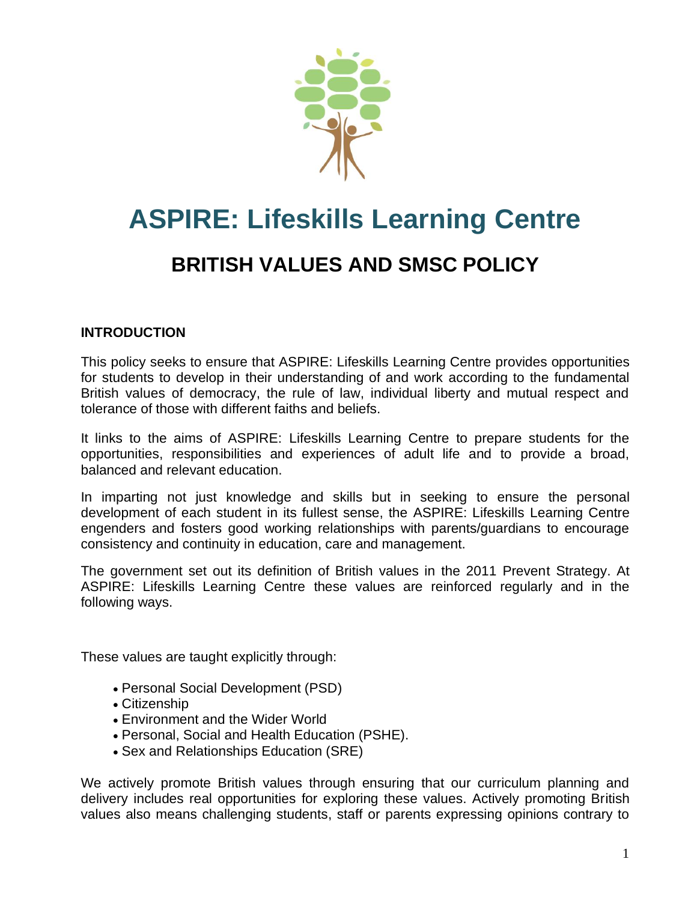# ASPIRE: Lifeskills Learning Centre

## BRITISH VALUES AND SMSC POLICY

### INTRODUCTION

This policy seeks to ensure that ASPIRE: Lifeskills Learning Centre provides opportunities for students to develop in their understanding of and work according to the fundamental British values of democracy, the rule of law, individual liberty and mutual respect and tolerance of those with different faiths and beliefs.

It links to the aims of ASPIRE: Lifeskills Learning Centre to prepare students for the opportunities, responsibilities and experiences of adult life and to provide a broad, balanced and relevant education.

In imparting not just knowledge and skills but in seeking to ensure the personal development of each student in its fullest sense, the ASPIRE: Lifeskills Learning Centre engenders and fosters good working relationships with parents/guardians to encourage consistency and continuity in education, care and management.

The government set out its definition of British values in the 2011 Prevent Strategy. At ASPIRE: Lifeskills Learning Centre these values are reinforced regularly and in the following ways.

These values are taught explicitly through:

- Personal Social Development (PSD)
- Citizenship
- Environment and the Wider World
- Personal, Social and Health Education (PSHE).
- Sex and Relationships Education (SRE)

We actively promote British values through ensuring that our curriculum planning and delivery includes real opportunities for exploring these values. Actively promoting British values also means challenging students, staff or parents expressing opinions contrary to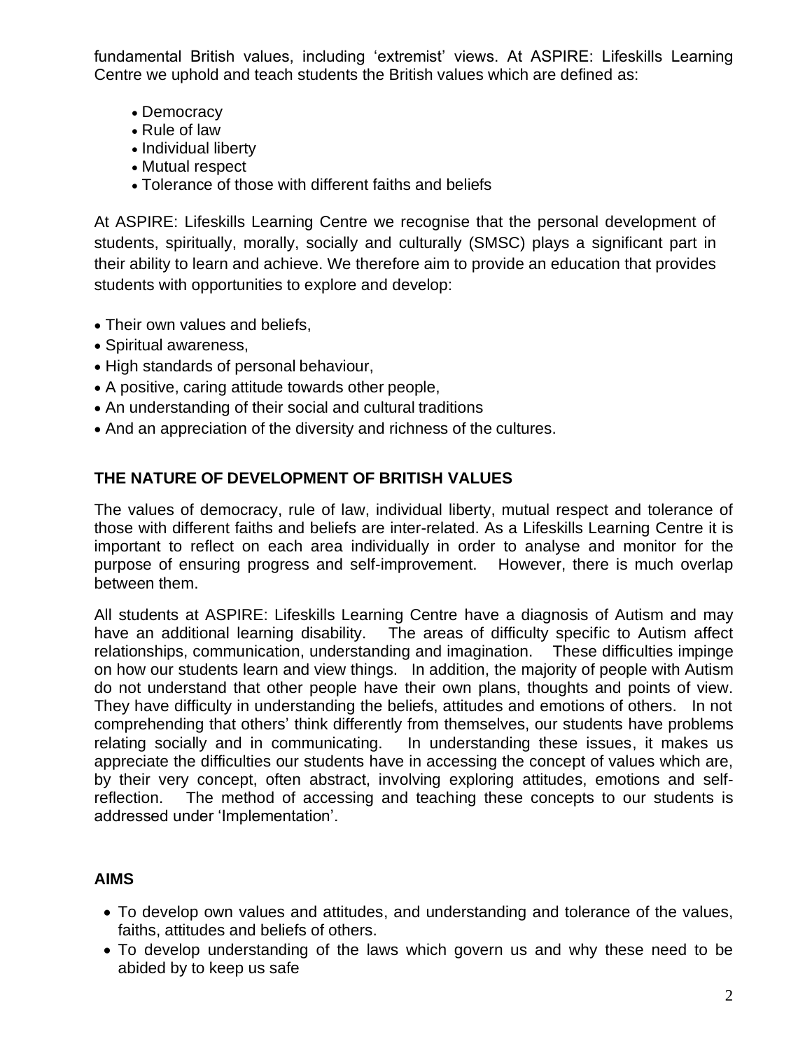fundamental British values, including 'extremist' views. At ASPIRE: Lifeskills Learning Centre we uphold and teach students the British values which are defined as:

- Democracy
- Rule of law
- Individual liberty
- Mutual respect
- Tolerance of those with different faiths and beliefs

At ASPIRE: Lifeskills Learning Centre we recognise that the personal development of students, spiritually, morally, socially and culturally (SMSC) plays a significant part in their ability to learn and achieve. We therefore aim to provide an education that provides students with opportunities to explore and develop:

- Their own values and beliefs,
- Spiritual awareness,
- High standards of personal behaviour,
- A positive, caring attitude towards other people,
- An understanding of their social and cultural traditions
- And an appreciation of the diversity and richness of the cultures.

## THE NATURE OF DEVELOPMENT OF BRITISH VALUES

The values of democracy, rule of law, individual liberty, mutual respect and tolerance of those with different faiths and beliefs are inter-related. As a Lifeskills Learning Centre it is important to reflect on each area individually in order to analyse and monitor for the purpose of ensuring progress and self-improvement. However, there is much overlap between them.

All students at ASPIRE: Lifeskills Learning Centre have a diagnosis of Autism and may have an additional learning disability. The areas of difficulty specific to Autism affect relationships, communication, understanding and imagination. These difficulties impinge on how our students learn and view things. In addition, the majority of people with Autism do not understand that other people have their own plans, thoughts and points of view. They have difficulty in understanding the beliefs, attitudes and emotions of others. In not comprehending that others' think differently from themselves, our students have problems relating socially and in communicating. In understanding these issues, it makes us appreciate the difficulties our students have in accessing the concept of values which are, by their very concept, often abstract, involving exploring attitudes, emotions and self-reflection. The method of accessing and teaching these concepts to our students is addressed under 'Implementation'.

## AIMS

- To develop own values and attitudes, and understanding and tolerance of the values, faiths, attitudes and beliefs of others.
- To develop understanding of the laws which govern us and why these need to be abided by to keep us safe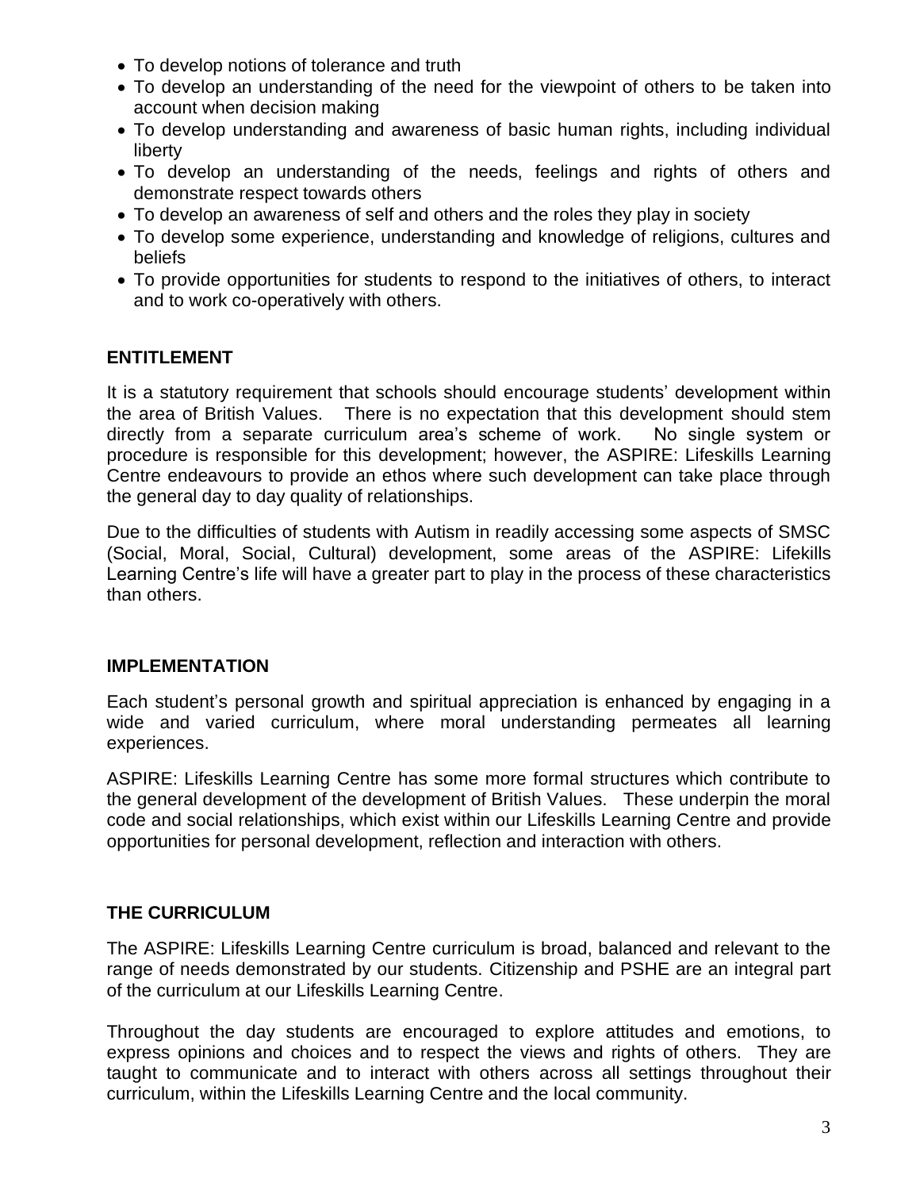- To develop notions of tolerance and truth
- To develop an understanding of the need for the viewpoint of others to be taken into account when decision making
- To develop understanding and awareness of basic human rights, including individual liberty
- To develop an understanding of the needs, feelings and rights of others and demonstrate respect towards others
- To develop an awareness of self and others and the roles they play in society
- To develop some experience, understanding and knowledge of religions, cultures and beliefs
- To provide opportunities for students to respond to the initiatives of others, to interact and to work co-operatively with others.

## ENTITLEMENT

It is a statutory requirement that schools should encourage students' development within the area of British Values. There is no expectation that this development should stem directly from a separate curriculum area's scheme of work. No single system or procedure is responsible for this development; however, the ASPIRE: Lifeskills Learning Centre endeavours to provide an ethos where such development can take place through the general day to day quality of relationships.

Due to the difficulties of students with Autism in readily accessing some aspects of SMSC (Social, Moral, Social, Cultural) development, some areas of the ASPIRE: Lifekills Learning Centre's life will have a greater part to play in the process of these characteristics than others.

## IMPLEMENTATION

Each student's personal growth and spiritual appreciation is enhanced by engaging in a wide and varied curriculum, where moral understanding permeates all learning experiences.

ASPIRE: Lifeskills Learning Centre has some more formal structures which contribute to the general development of the development of British Values. These underpin the moral code and social relationships, which exist within our Lifeskills Learning Centre and provide opportunities for personal development, reflection and interaction with others.

## THE CURRICULUM

The ASPIRE: Lifeskills Learning Centre curriculum is broad, balanced and relevant to the range of needs demonstrated by our students. Citizenship and PSHE are an integral part of the curriculum at our Lifeskills Learning Centre.

Throughout the day students are encouraged to explore attitudes and emotions, to express opinions and choices and to respect the views and rights of others. They are taught to communicate and to interact with others across all settings throughout their curriculum, within the Lifeskills Learning Centre and the local community.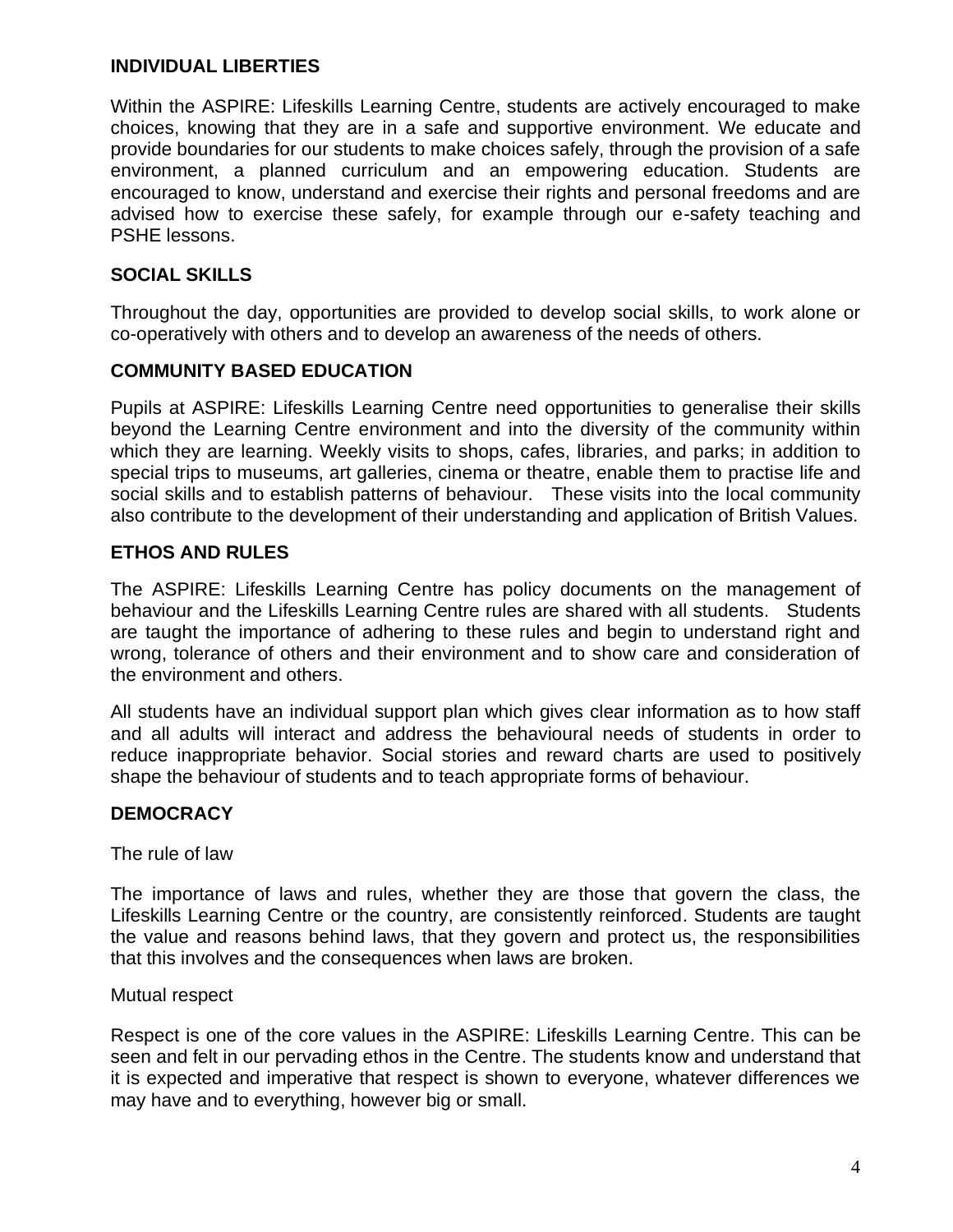## INDIVIDUAL LIBERTIES

Within the ASPIRE: Lifeskills Learning Centre, students are actively encouraged to make choices, knowing that they are in a safe and supportive environment. We educate and provide boundaries for our students to make choices safely, through the provision of a safe environment, a planned curriculum and an empowering education. Students are encouraged to know, understand and exercise their rights and personal freedoms and are advised how to exercise these safely, for example through our e-safety teaching and PSHE lessons.

## SOCIAL SKILLS

Throughout the day, opportunities are provided to develop social skills, to work alone or co-operatively with others and to develop an awareness of the needs of others.

## COMMUNITY BASED EDUCATION

Pupils at ASPIRE: Lifeskills Learning Centre need opportunities to generalise their skills beyond the Learning Centre environment and into the diversity of the community within which they are learning. Weekly visits to shops, cafes, libraries, and parks; in addition to special trips to museums, art galleries, cinema or theatre, enable them to practise life and social skills and to establish patterns of behaviour. These visits into the local community also contribute to the development of their understanding and application of British Values.

## ETHOS AND RULES

The ASPIRE: Lifeskills Learning Centre has policy documents on the management of behaviour and the Lifeskills Learning Centre rules are shared with all students. Students are taught the importance of adhering to these rules and begin to understand right and wrong, tolerance of others and their environment and to show care and consideration of the environment and others.

All students have an individual support plan which gives clear information as to how staff and all adults will interact and address the behavioural needs of students in order to reduce inappropriate behavior. Social stories and reward charts are used to positively shape the behaviour of students and to teach appropriate forms of behaviour.

## DEMOCRACY

The rule of law

The importance of laws and rules, whether they are those that govern the class, the Lifeskills Learning Centre or the country, are consistently reinforced. Students are taught the value and reasons behind laws, that they govern and protect us, the responsibilities that this involves and the consequences when laws are broken.

Mutual respect

Respect is one of the core values in the ASPIRE: Lifeskills Learning Centre. This can be seen and felt in our pervading ethos in the Centre. The students know and understand that it is expected and imperative that respect is shown to everyone, whatever differences we may have and to everything, however big or small.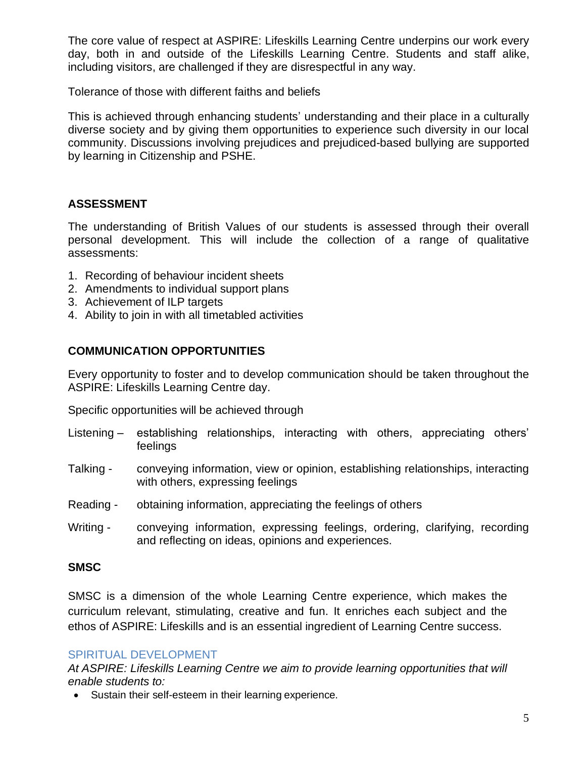The core value of respect at ASPIRE: Lifeskills Learning Centre underpins our work every day, both in and outside of the Lifeskills Learning Centre. Students and staff alike, including visitors, are challenged if they are disrespectful in any way.

Tolerance of those with different faiths and beliefs

This is achieved through enhancing students' understanding and their place in a culturally diverse society and by giving them opportunities to experience such diversity in our local community. Discussions involving prejudices and prejudiced-based bullying are supported by learning in Citizenship and PSHE.

## ASSESSMENT

The understanding of British Values of our students is assessed through their overall personal development. This will include the collection of a range of qualitative assessments:

1. Recording of behaviour incident sheets
2. Amendments to individual support plans
3. Achievement of ILP targets
4. Ability to join in with all timetabled activities

## COMMUNICATION OPPORTUNITIES

Every opportunity to foster and to develop communication should be taken throughout the ASPIRE: Lifeskills Learning Centre day.

Specific opportunities will be achieved through

Listening – establishing relationships, interacting with others, appreciating others' feelings

Talking - conveying information, view or opinion, establishing relationships, interacting with others, expressing feelings

Reading - obtaining information, appreciating the feelings of others

Writing - conveying information, expressing feelings, ordering, clarifying, recording and reflecting on ideas, opinions and experiences.

## SMSC

SMSC is a dimension of the whole Learning Centre experience, which makes the curriculum relevant, stimulating, creative and fun. It enriches each subject and the ethos of ASPIRE: Lifeskills and is an essential ingredient of Learning Centre success.

### SPIRITUAL DEVELOPMENT

*At ASPIRE: Lifeskills Learning Centre we aim to provide learning opportunities that will enable students to:*

- Sustain their self-esteem in their learning experience.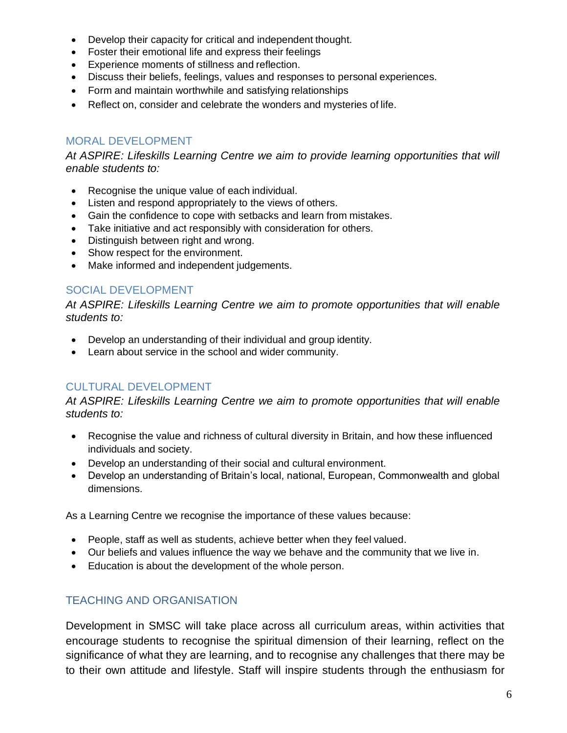- Develop their capacity for critical and independent thought.
- Foster their emotional life and express their feelings
- Experience moments of stillness and reflection.
- Discuss their beliefs, feelings, values and responses to personal experiences.
- Form and maintain worthwhile and satisfying relationships
- Reflect on, consider and celebrate the wonders and mysteries of life.

## MORAL DEVELOPMENT

*At ASPIRE: Lifeskills Learning Centre we aim to provide learning opportunities that will enable students to:*

- Recognise the unique value of each individual.
- Listen and respond appropriately to the views of others.
- Gain the confidence to cope with setbacks and learn from mistakes.
- Take initiative and act responsibly with consideration for others.
- Distinguish between right and wrong.
- Show respect for the environment.
- Make informed and independent judgements.

## SOCIAL DEVELOPMENT

*At ASPIRE: Lifeskills Learning Centre we aim to promote opportunities that will enable students to:*

- Develop an understanding of their individual and group identity.
- Learn about service in the school and wider community.

## CULTURAL DEVELOPMENT

*At ASPIRE: Lifeskills Learning Centre we aim to promote opportunities that will enable students to:*

- Recognise the value and richness of cultural diversity in Britain, and how these influenced individuals and society.
- Develop an understanding of their social and cultural environment.
- Develop an understanding of Britain's local, national, European, Commonwealth and global dimensions.

As a Learning Centre we recognise the importance of these values because:

- People, staff as well as students, achieve better when they feel valued.
- Our beliefs and values influence the way we behave and the community that we live in.
- Education is about the development of the whole person.

## TEACHING AND ORGANISATION

Development in SMSC will take place across all curriculum areas, within activities that encourage students to recognise the spiritual dimension of their learning, reflect on the significance of what they are learning, and to recognise any challenges that there may be to their own attitude and lifestyle. Staff will inspire students through the enthusiasm for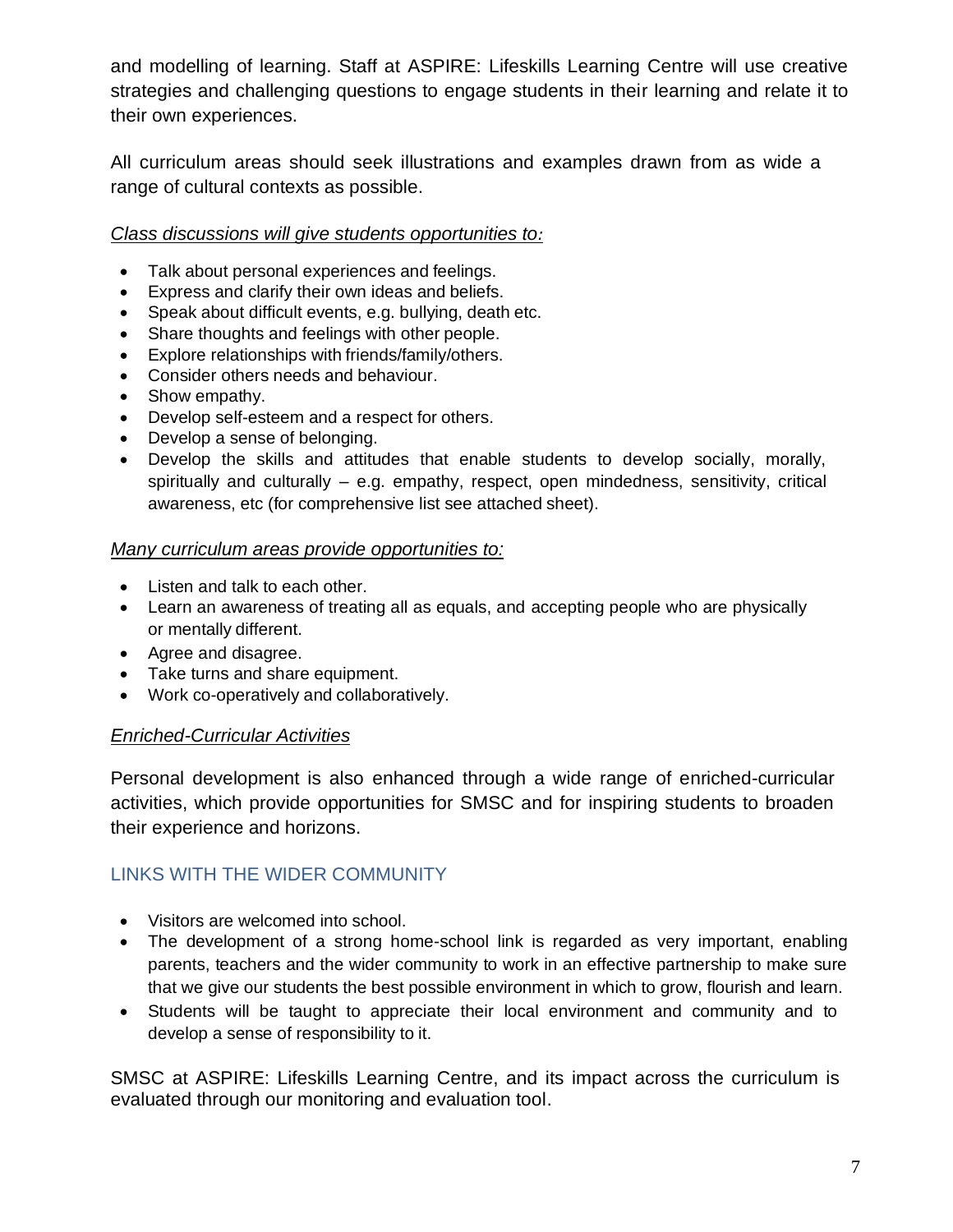and modelling of learning. Staff at ASPIRE: Lifeskills Learning Centre will use creative strategies and challenging questions to engage students in their learning and relate it to their own experiences.

All curriculum areas should seek illustrations and examples drawn from as wide a range of cultural contexts as possible.

*Class discussions will give students opportunities to:*

- Talk about personal experiences and feelings.
- Express and clarify their own ideas and beliefs.
- Speak about difficult events, e.g. bullying, death etc.
- Share thoughts and feelings with other people.
- Explore relationships with friends/family/others.
- Consider others needs and behaviour.
- Show empathy.
- Develop self-esteem and a respect for others.
- Develop a sense of belonging.
- Develop the skills and attitudes that enable students to develop socially, morally, spiritually and culturally – e.g. empathy, respect, open mindedness, sensitivity, critical awareness, etc (for comprehensive list see attached sheet).

*Many curriculum areas provide opportunities to:*

- Listen and talk to each other.
- Learn an awareness of treating all as equals, and accepting people who are physically or mentally different.
- Agree and disagree.
- Take turns and share equipment.
- Work co-operatively and collaboratively.

*Enriched-Curricular Activities*

Personal development is also enhanced through a wide range of enriched-curricular activities, which provide opportunities for SMSC and for inspiring students to broaden their experience and horizons.

## LINKS WITH THE WIDER COMMUNITY

- Visitors are welcomed into school.
- The development of a strong home-school link is regarded as very important, enabling parents, teachers and the wider community to work in an effective partnership to make sure that we give our students the best possible environment in which to grow, flourish and learn.
- Students will be taught to appreciate their local environment and community and to develop a sense of responsibility to it.

SMSC at ASPIRE: Lifeskills Learning Centre, and its impact across the curriculum is evaluated through our monitoring and evaluation tool.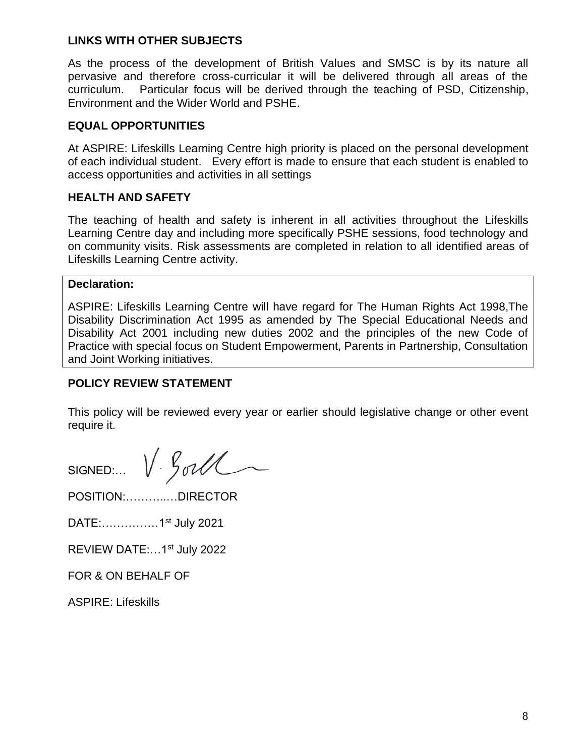## LINKS WITH OTHER SUBJECTS

As the process of the development of British Values and SMSC is by its nature all pervasive and therefore cross-curricular it will be delivered through all areas of the curriculum. Particular focus will be derived through the teaching of PSD, Citizenship, Environment and the Wider World and PSHE.

## EQUAL OPPORTUNITIES

At ASPIRE: Lifeskills Learning Centre high priority is placed on the personal development of each individual student. Every effort is made to ensure that each student is enabled to access opportunities and activities in all settings

## HEALTH AND SAFETY

The teaching of health and safety is inherent in all activities throughout the Lifeskills Learning Centre day and including more specifically PSHE sessions, food technology and on community visits. Risk assessments are completed in relation to all identified areas of Lifeskills Learning Centre activity.

**Declaration:**

ASPIRE: Lifeskills Learning Centre will have regard for The Human Rights Act 1998,The Disability Discrimination Act 1995 as amended by The Special Educational Needs and Disability Act 2001 including new duties 2002 and the principles of the new Code of Practice with special focus on Student Empowerment, Parents in Partnership, Consultation and Joint Working initiatives.

## POLICY REVIEW STATEMENT

This policy will be reviewed every year or earlier should legislative change or other event require it.

SIGNED:… V. Boll

POSITION:………..…DIRECTOR

DATE:……………1st July 2021

REVIEW DATE:…1st July 2022

FOR & ON BEHALF OF

ASPIRE: Lifeskills